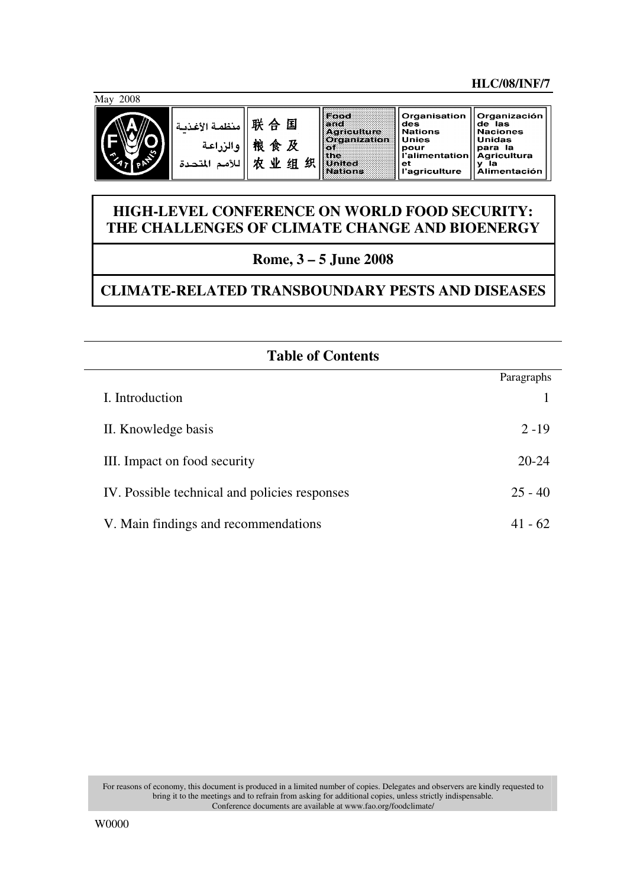**HLC/08/INF/7**

May 2008

| منظمة الأغذية والزراعة للأمم المتحدة | 联合国粮食及农业组织 | Food and Agriculture Organization of the United Nations | Organisation des Nations Unies pour l'alimentation et l'agriculture | Organización de las Naciones Unidas para la Agricultura y la Alimentación |
|---|---|---|---|---|

# HIGH-LEVEL CONFERENCE ON WORLD FOOD SECURITY: THE CHALLENGES OF CLIMATE CHANGE AND BIOENERGY

## Rome, 3 – 5 June 2008

## CLIMATE-RELATED TRANSBOUNDARY PESTS AND DISEASES

### Table of Contents

| | Paragraphs |
|---|---|
| I. Introduction | 1 |
| II. Knowledge basis | 2 -19 |
| III. Impact on food security | 20-24 |
| IV. Possible technical and policies responses | 25 - 40 |
| V. Main findings and recommendations | 41 - 62 |

For reasons of economy, this document is produced in a limited number of copies. Delegates and observers are kindly requested to bring it to the meetings and to refrain from asking for additional copies, unless strictly indispensable. Conference documents are available at www.fao.org/foodclimate/

W0000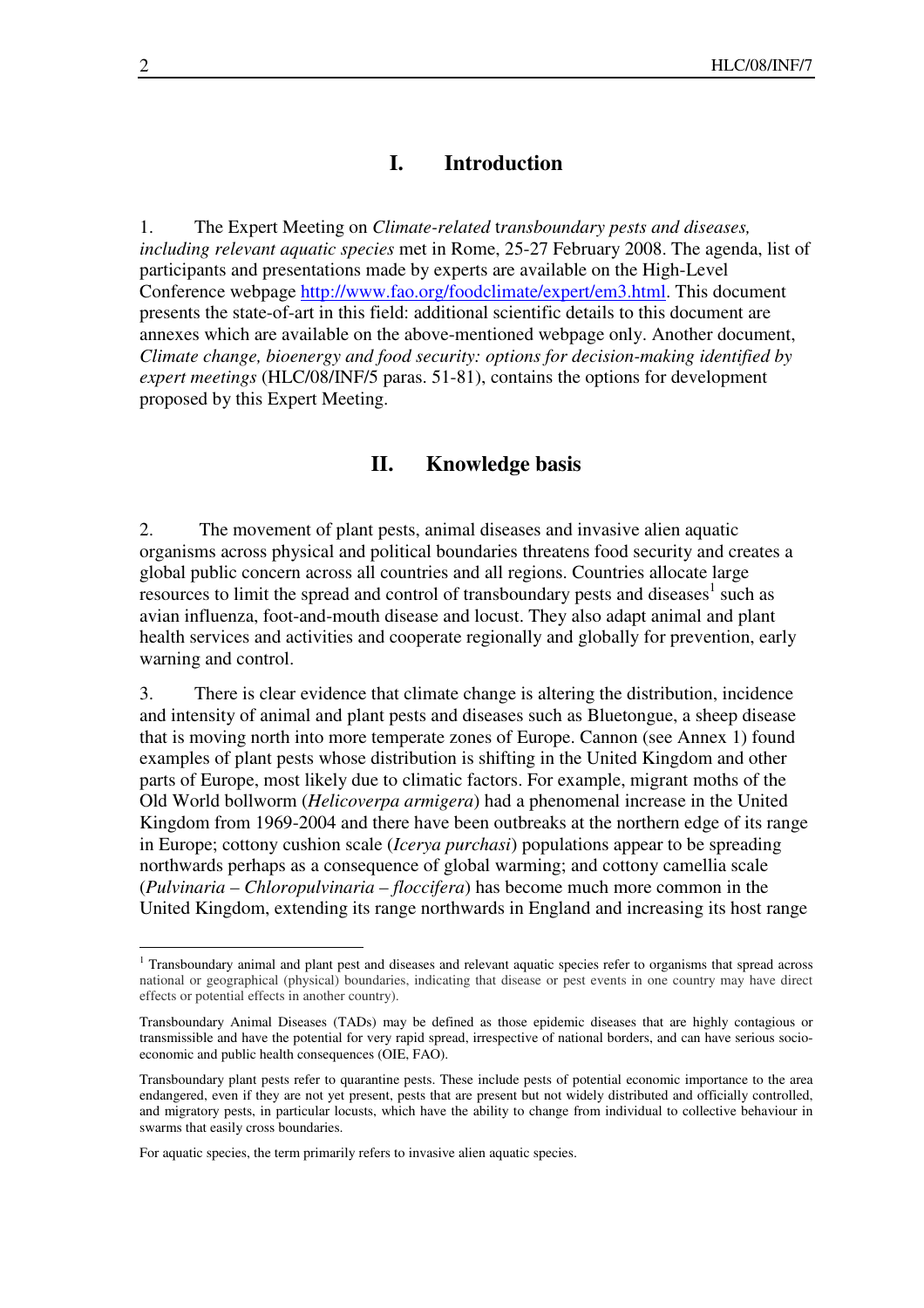# I. Introduction

1. The Expert Meeting on *Climate-related transboundary pests and diseases, including relevant aquatic species* met in Rome, 25-27 February 2008. The agenda, list of participants and presentations made by experts are available on the High-Level Conference webpage http://www.fao.org/foodclimate/expert/em3.html. This document presents the state-of-art in this field: additional scientific details to this document are annexes which are available on the above-mentioned webpage only. Another document, *Climate change, bioenergy and food security: options for decision-making identified by expert meetings* (HLC/08/INF/5 paras. 51-81), contains the options for development proposed by this Expert Meeting.

# II. Knowledge basis

2. The movement of plant pests, animal diseases and invasive alien aquatic organisms across physical and political boundaries threatens food security and creates a global public concern across all countries and all regions. Countries allocate large resources to limit the spread and control of transboundary pests and diseases[1] such as avian influenza, foot-and-mouth disease and locust. They also adapt animal and plant health services and activities and cooperate regionally and globally for prevention, early warning and control.

3. There is clear evidence that climate change is altering the distribution, incidence and intensity of animal and plant pests and diseases such as Bluetongue, a sheep disease that is moving north into more temperate zones of Europe. Cannon (see Annex 1) found examples of plant pests whose distribution is shifting in the United Kingdom and other parts of Europe, most likely due to climatic factors. For example, migrant moths of the Old World bollworm (*Helicoverpa armigera*) had a phenomenal increase in the United Kingdom from 1969-2004 and there have been outbreaks at the northern edge of its range in Europe; cottony cushion scale (*Icerya purchasi*) populations appear to be spreading northwards perhaps as a consequence of global warming; and cottony camellia scale (*Pulvinaria – Chloropulvinaria – floccifera*) has become much more common in the United Kingdom, extending its range northwards in England and increasing its host range

---

[1] Transboundary animal and plant pest and diseases and relevant aquatic species refer to organisms that spread across national or geographical (physical) boundaries, indicating that disease or pest events in one country may have direct effects or potential effects in another country).

Transboundary Animal Diseases (TADs) may be defined as those epidemic diseases that are highly contagious or transmissible and have the potential for very rapid spread, irrespective of national borders, and can have serious socio-economic and public health consequences (OIE, FAO).

Transboundary plant pests refer to quarantine pests. These include pests of potential economic importance to the area endangered, even if they are not yet present, pests that are present but not widely distributed and officially controlled, and migratory pests, in particular locusts, which have the ability to change from individual to collective behaviour in swarms that easily cross boundaries.

For aquatic species, the term primarily refers to invasive alien aquatic species.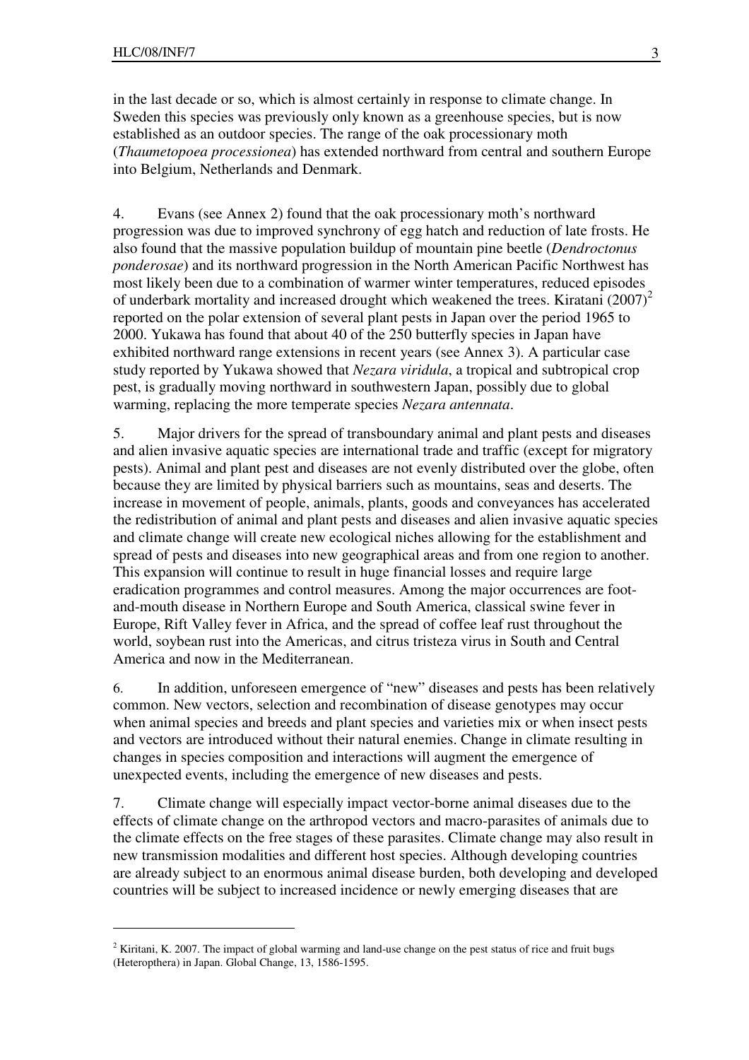in the last decade or so, which is almost certainly in response to climate change. In Sweden this species was previously only known as a greenhouse species, but is now established as an outdoor species. The range of the oak processionary moth (*Thaumetopoea processionea*) has extended northward from central and southern Europe into Belgium, Netherlands and Denmark.

4. Evans (see Annex 2) found that the oak processionary moth's northward progression was due to improved synchrony of egg hatch and reduction of late frosts. He also found that the massive population buildup of mountain pine beetle (*Dendroctonus ponderosae*) and its northward progression in the North American Pacific Northwest has most likely been due to a combination of warmer winter temperatures, reduced episodes of underbark mortality and increased drought which weakened the trees. Kiratani (2007)[2] reported on the polar extension of several plant pests in Japan over the period 1965 to 2000. Yukawa has found that about 40 of the 250 butterfly species in Japan have exhibited northward range extensions in recent years (see Annex 3). A particular case study reported by Yukawa showed that *Nezara viridula*, a tropical and subtropical crop pest, is gradually moving northward in southwestern Japan, possibly due to global warming, replacing the more temperate species *Nezara antennata*.

5. Major drivers for the spread of transboundary animal and plant pests and diseases and alien invasive aquatic species are international trade and traffic (except for migratory pests). Animal and plant pest and diseases are not evenly distributed over the globe, often because they are limited by physical barriers such as mountains, seas and deserts. The increase in movement of people, animals, plants, goods and conveyances has accelerated the redistribution of animal and plant pests and diseases and alien invasive aquatic species and climate change will create new ecological niches allowing for the establishment and spread of pests and diseases into new geographical areas and from one region to another. This expansion will continue to result in huge financial losses and require large eradication programmes and control measures. Among the major occurrences are foot-and-mouth disease in Northern Europe and South America, classical swine fever in Europe, Rift Valley fever in Africa, and the spread of coffee leaf rust throughout the world, soybean rust into the Americas, and citrus tristeza virus in South and Central America and now in the Mediterranean.

6. In addition, unforeseen emergence of "new" diseases and pests has been relatively common. New vectors, selection and recombination of disease genotypes may occur when animal species and breeds and plant species and varieties mix or when insect pests and vectors are introduced without their natural enemies. Change in climate resulting in changes in species composition and interactions will augment the emergence of unexpected events, including the emergence of new diseases and pests.

7. Climate change will especially impact vector-borne animal diseases due to the effects of climate change on the arthropod vectors and macro-parasites of animals due to the climate effects on the free stages of these parasites. Climate change may also result in new transmission modalities and different host species. Although developing countries are already subject to an enormous animal disease burden, both developing and developed countries will be subject to increased incidence or newly emerging diseases that are

---

[2] Kiritani, K. 2007. The impact of global warming and land-use change on the pest status of rice and fruit bugs (Heteropthera) in Japan. Global Change, 13, 1586-1595.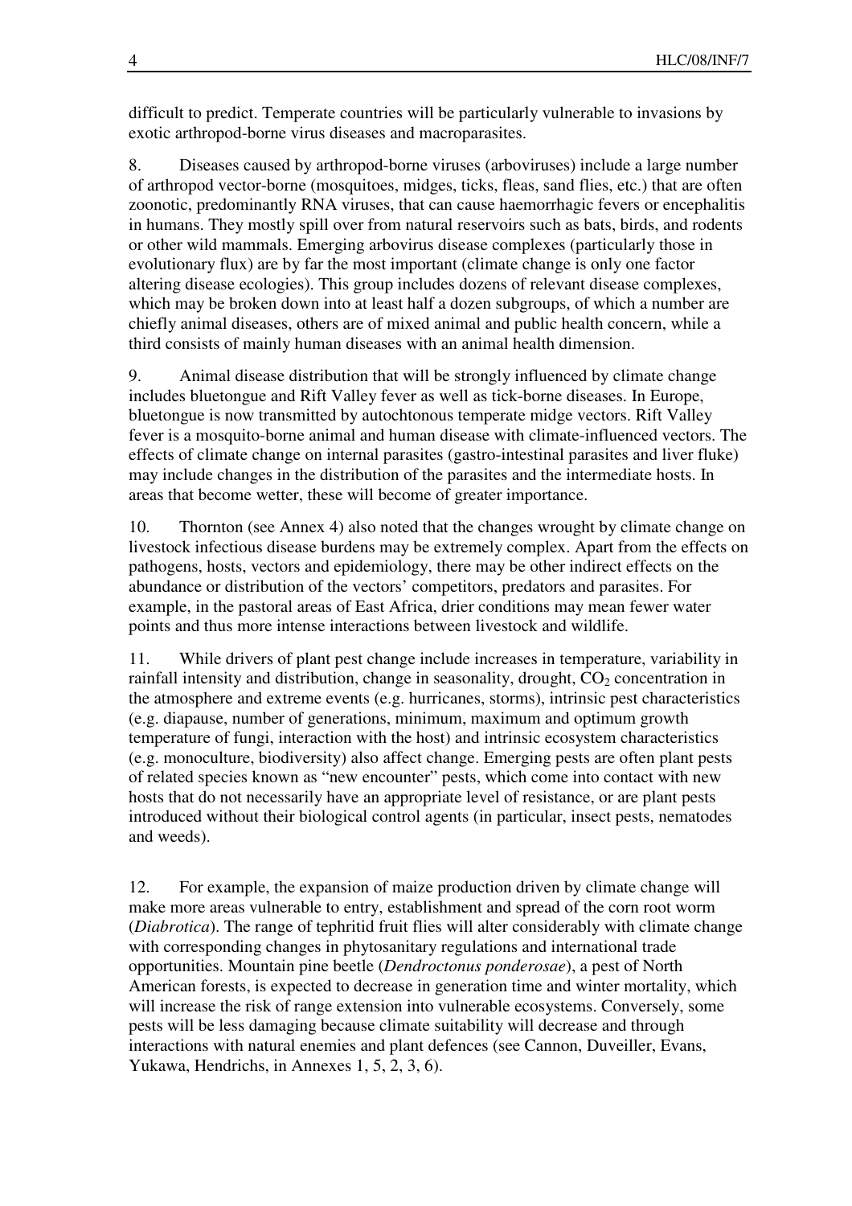difficult to predict. Temperate countries will be particularly vulnerable to invasions by exotic arthropod-borne virus diseases and macroparasites.

8. Diseases caused by arthropod-borne viruses (arboviruses) include a large number of arthropod vector-borne (mosquitoes, midges, ticks, fleas, sand flies, etc.) that are often zoonotic, predominantly RNA viruses, that can cause haemorrhagic fevers or encephalitis in humans. They mostly spill over from natural reservoirs such as bats, birds, and rodents or other wild mammals. Emerging arbovirus disease complexes (particularly those in evolutionary flux) are by far the most important (climate change is only one factor altering disease ecologies). This group includes dozens of relevant disease complexes, which may be broken down into at least half a dozen subgroups, of which a number are chiefly animal diseases, others are of mixed animal and public health concern, while a third consists of mainly human diseases with an animal health dimension.

9. Animal disease distribution that will be strongly influenced by climate change includes bluetongue and Rift Valley fever as well as tick-borne diseases. In Europe, bluetongue is now transmitted by autochtonous temperate midge vectors. Rift Valley fever is a mosquito-borne animal and human disease with climate-influenced vectors. The effects of climate change on internal parasites (gastro-intestinal parasites and liver fluke) may include changes in the distribution of the parasites and the intermediate hosts. In areas that become wetter, these will become of greater importance.

10. Thornton (see Annex 4) also noted that the changes wrought by climate change on livestock infectious disease burdens may be extremely complex. Apart from the effects on pathogens, hosts, vectors and epidemiology, there may be other indirect effects on the abundance or distribution of the vectors' competitors, predators and parasites. For example, in the pastoral areas of East Africa, drier conditions may mean fewer water points and thus more intense interactions between livestock and wildlife.

11. While drivers of plant pest change include increases in temperature, variability in rainfall intensity and distribution, change in seasonality, drought, $CO_2$ concentration in the atmosphere and extreme events (e.g. hurricanes, storms), intrinsic pest characteristics (e.g. diapause, number of generations, minimum, maximum and optimum growth temperature of fungi, interaction with the host) and intrinsic ecosystem characteristics (e.g. monoculture, biodiversity) also affect change. Emerging pests are often plant pests of related species known as "new encounter" pests, which come into contact with new hosts that do not necessarily have an appropriate level of resistance, or are plant pests introduced without their biological control agents (in particular, insect pests, nematodes and weeds).

12. For example, the expansion of maize production driven by climate change will make more areas vulnerable to entry, establishment and spread of the corn root worm (*Diabrotica*). The range of tephritid fruit flies will alter considerably with climate change with corresponding changes in phytosanitary regulations and international trade opportunities. Mountain pine beetle (*Dendroctonus ponderosae*), a pest of North American forests, is expected to decrease in generation time and winter mortality, which will increase the risk of range extension into vulnerable ecosystems. Conversely, some pests will be less damaging because climate suitability will decrease and through interactions with natural enemies and plant defences (see Cannon, Duveiller, Evans, Yukawa, Hendrichs, in Annexes 1, 5, 2, 3, 6).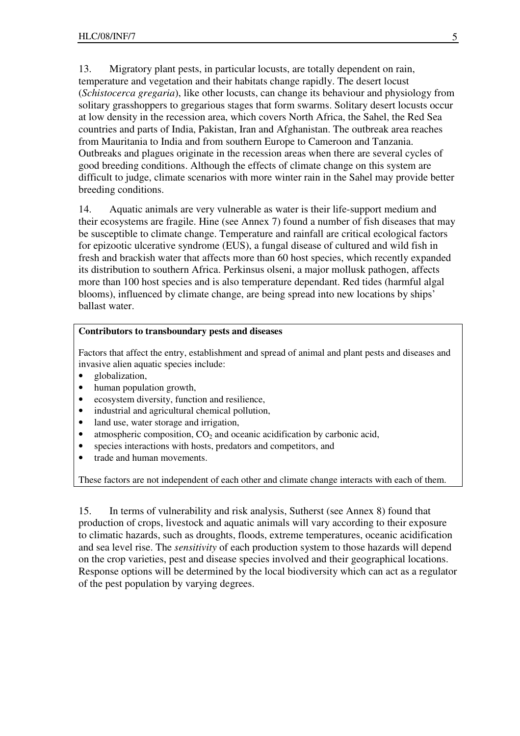13. Migratory plant pests, in particular locusts, are totally dependent on rain, temperature and vegetation and their habitats change rapidly. The desert locust (*Schistocerca gregaria*), like other locusts, can change its behaviour and physiology from solitary grasshoppers to gregarious stages that form swarms. Solitary desert locusts occur at low density in the recession area, which covers North Africa, the Sahel, the Red Sea countries and parts of India, Pakistan, Iran and Afghanistan. The outbreak area reaches from Mauritania to India and from southern Europe to Cameroon and Tanzania. Outbreaks and plagues originate in the recession areas when there are several cycles of good breeding conditions. Although the effects of climate change on this system are difficult to judge, climate scenarios with more winter rain in the Sahel may provide better breeding conditions.

14. Aquatic animals are very vulnerable as water is their life-support medium and their ecosystems are fragile. Hine (see Annex 7) found a number of fish diseases that may be susceptible to climate change. Temperature and rainfall are critical ecological factors for epizootic ulcerative syndrome (EUS), a fungal disease of cultured and wild fish in fresh and brackish water that affects more than 60 host species, which recently expanded its distribution to southern Africa. Perkinsus olseni, a major mollusk pathogen, affects more than 100 host species and is also temperature dependant. Red tides (harmful algal blooms), influenced by climate change, are being spread into new locations by ships' ballast water.

**Contributors to transboundary pests and diseases**

Factors that affect the entry, establishment and spread of animal and plant pests and diseases and invasive alien aquatic species include:

- globalization,
- human population growth,
- ecosystem diversity, function and resilience,
- industrial and agricultural chemical pollution,
- land use, water storage and irrigation,
- atmospheric composition, $CO_2$ and oceanic acidification by carbonic acid,
- species interactions with hosts, predators and competitors, and
- trade and human movements.

These factors are not independent of each other and climate change interacts with each of them.

15. In terms of vulnerability and risk analysis, Sutherst (see Annex 8) found that production of crops, livestock and aquatic animals will vary according to their exposure to climatic hazards, such as droughts, floods, extreme temperatures, oceanic acidification and sea level rise. The *sensitivity* of each production system to those hazards will depend on the crop varieties, pest and disease species involved and their geographical locations. Response options will be determined by the local biodiversity which can act as a regulator of the pest population by varying degrees.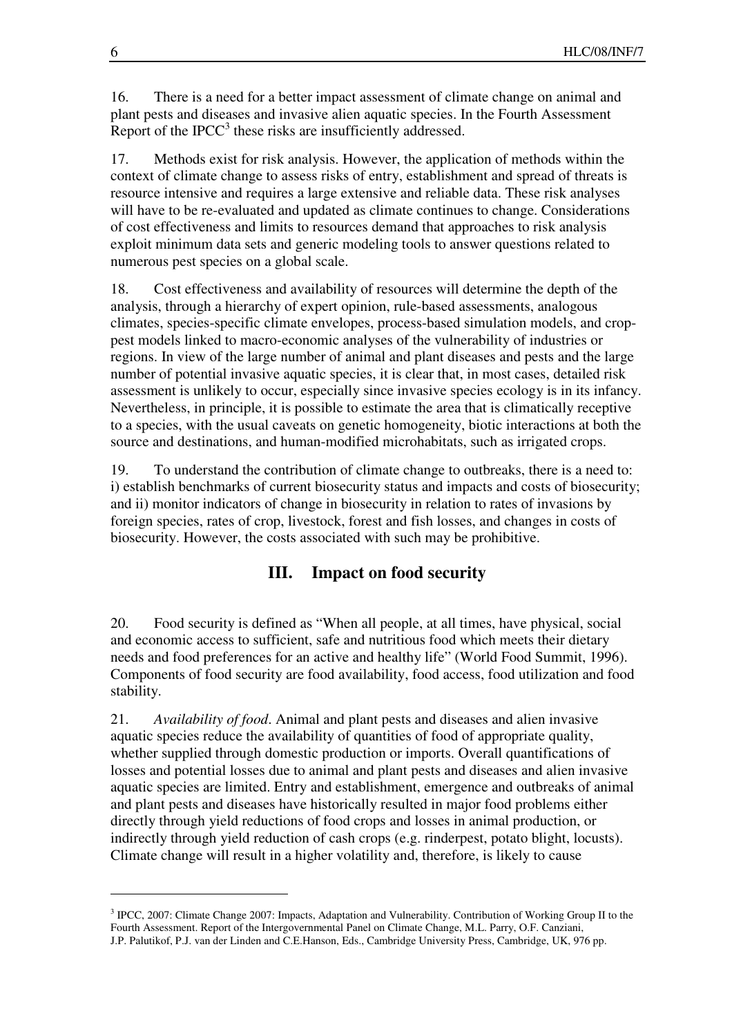16. There is a need for a better impact assessment of climate change on animal and plant pests and diseases and invasive alien aquatic species. In the Fourth Assessment Report of the IPCC[3] these risks are insufficiently addressed.

17. Methods exist for risk analysis. However, the application of methods within the context of climate change to assess risks of entry, establishment and spread of threats is resource intensive and requires a large extensive and reliable data. These risk analyses will have to be re-evaluated and updated as climate continues to change. Considerations of cost effectiveness and limits to resources demand that approaches to risk analysis exploit minimum data sets and generic modeling tools to answer questions related to numerous pest species on a global scale.

18. Cost effectiveness and availability of resources will determine the depth of the analysis, through a hierarchy of expert opinion, rule-based assessments, analogous climates, species-specific climate envelopes, process-based simulation models, and crop-pest models linked to macro-economic analyses of the vulnerability of industries or regions. In view of the large number of animal and plant diseases and pests and the large number of potential invasive aquatic species, it is clear that, in most cases, detailed risk assessment is unlikely to occur, especially since invasive species ecology is in its infancy. Nevertheless, in principle, it is possible to estimate the area that is climatically receptive to a species, with the usual caveats on genetic homogeneity, biotic interactions at both the source and destinations, and human-modified microhabitats, such as irrigated crops.

19. To understand the contribution of climate change to outbreaks, there is a need to: i) establish benchmarks of current biosecurity status and impacts and costs of biosecurity; and ii) monitor indicators of change in biosecurity in relation to rates of invasions by foreign species, rates of crop, livestock, forest and fish losses, and changes in costs of biosecurity. However, the costs associated with such may be prohibitive.

## III. Impact on food security

20. Food security is defined as "When all people, at all times, have physical, social and economic access to sufficient, safe and nutritious food which meets their dietary needs and food preferences for an active and healthy life" (World Food Summit, 1996). Components of food security are food availability, food access, food utilization and food stability.

21. *Availability of food*. Animal and plant pests and diseases and alien invasive aquatic species reduce the availability of quantities of food of appropriate quality, whether supplied through domestic production or imports. Overall quantifications of losses and potential losses due to animal and plant pests and diseases and alien invasive aquatic species are limited. Entry and establishment, emergence and outbreaks of animal and plant pests and diseases have historically resulted in major food problems either directly through yield reductions of food crops and losses in animal production, or indirectly through yield reduction of cash crops (e.g. rinderpest, potato blight, locusts). Climate change will result in a higher volatility and, therefore, is likely to cause

---

[3] IPCC, 2007: Climate Change 2007: Impacts, Adaptation and Vulnerability. Contribution of Working Group II to the Fourth Assessment. Report of the Intergovernmental Panel on Climate Change, M.L. Parry, O.F. Canziani, J.P. Palutikof, P.J. van der Linden and C.E.Hanson, Eds., Cambridge University Press, Cambridge, UK, 976 pp.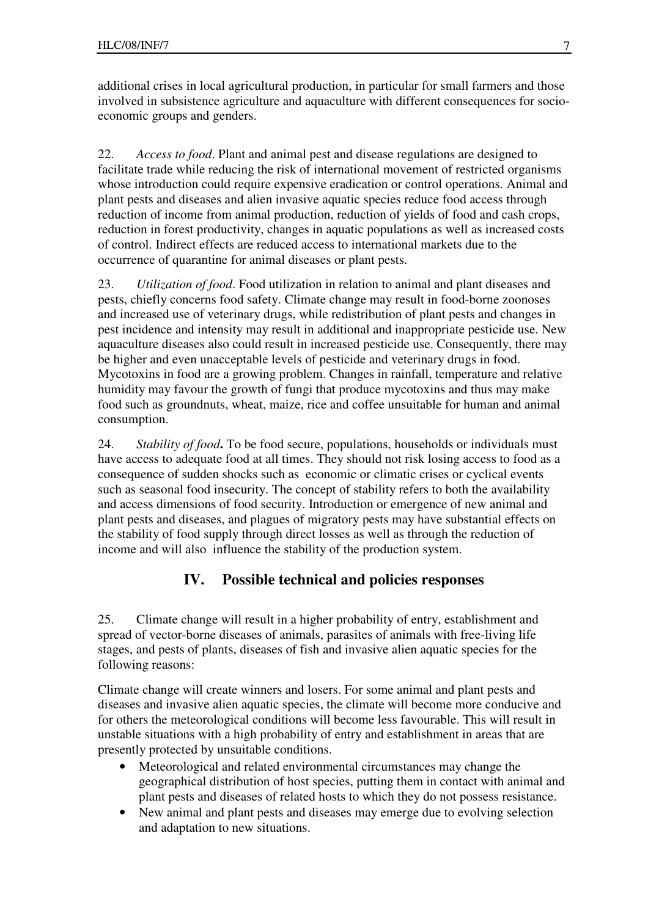additional crises in local agricultural production, in particular for small farmers and those involved in subsistence agriculture and aquaculture with different consequences for socio-economic groups and genders.

22. *Access to food*. Plant and animal pest and disease regulations are designed to facilitate trade while reducing the risk of international movement of restricted organisms whose introduction could require expensive eradication or control operations. Animal and plant pests and diseases and alien invasive aquatic species reduce food access through reduction of income from animal production, reduction of yields of food and cash crops, reduction in forest productivity, changes in aquatic populations as well as increased costs of control. Indirect effects are reduced access to international markets due to the occurrence of quarantine for animal diseases or plant pests.

23. *Utilization of food*. Food utilization in relation to animal and plant diseases and pests, chiefly concerns food safety. Climate change may result in food-borne zoonoses and increased use of veterinary drugs, while redistribution of plant pests and changes in pest incidence and intensity may result in additional and inappropriate pesticide use. New aquaculture diseases also could result in increased pesticide use. Consequently, there may be higher and even unacceptable levels of pesticide and veterinary drugs in food. Mycotoxins in food are a growing problem. Changes in rainfall, temperature and relative humidity may favour the growth of fungi that produce mycotoxins and thus may make food such as groundnuts, wheat, maize, rice and coffee unsuitable for human and animal consumption.

24. *Stability of food***.** To be food secure, populations, households or individuals must have access to adequate food at all times. They should not risk losing access to food as a consequence of sudden shocks such as economic or climatic crises or cyclical events such as seasonal food insecurity. The concept of stability refers to both the availability and access dimensions of food security. Introduction or emergence of new animal and plant pests and diseases, and plagues of migratory pests may have substantial effects on the stability of food supply through direct losses as well as through the reduction of income and will also influence the stability of the production system.

## IV. Possible technical and policies responses

25. Climate change will result in a higher probability of entry, establishment and spread of vector-borne diseases of animals, parasites of animals with free-living life stages, and pests of plants, diseases of fish and invasive alien aquatic species for the following reasons:

Climate change will create winners and losers. For some animal and plant pests and diseases and invasive alien aquatic species, the climate will become more conducive and for others the meteorological conditions will become less favourable. This will result in unstable situations with a high probability of entry and establishment in areas that are presently protected by unsuitable conditions.

- Meteorological and related environmental circumstances may change the geographical distribution of host species, putting them in contact with animal and plant pests and diseases of related hosts to which they do not possess resistance.
- New animal and plant pests and diseases may emerge due to evolving selection and adaptation to new situations.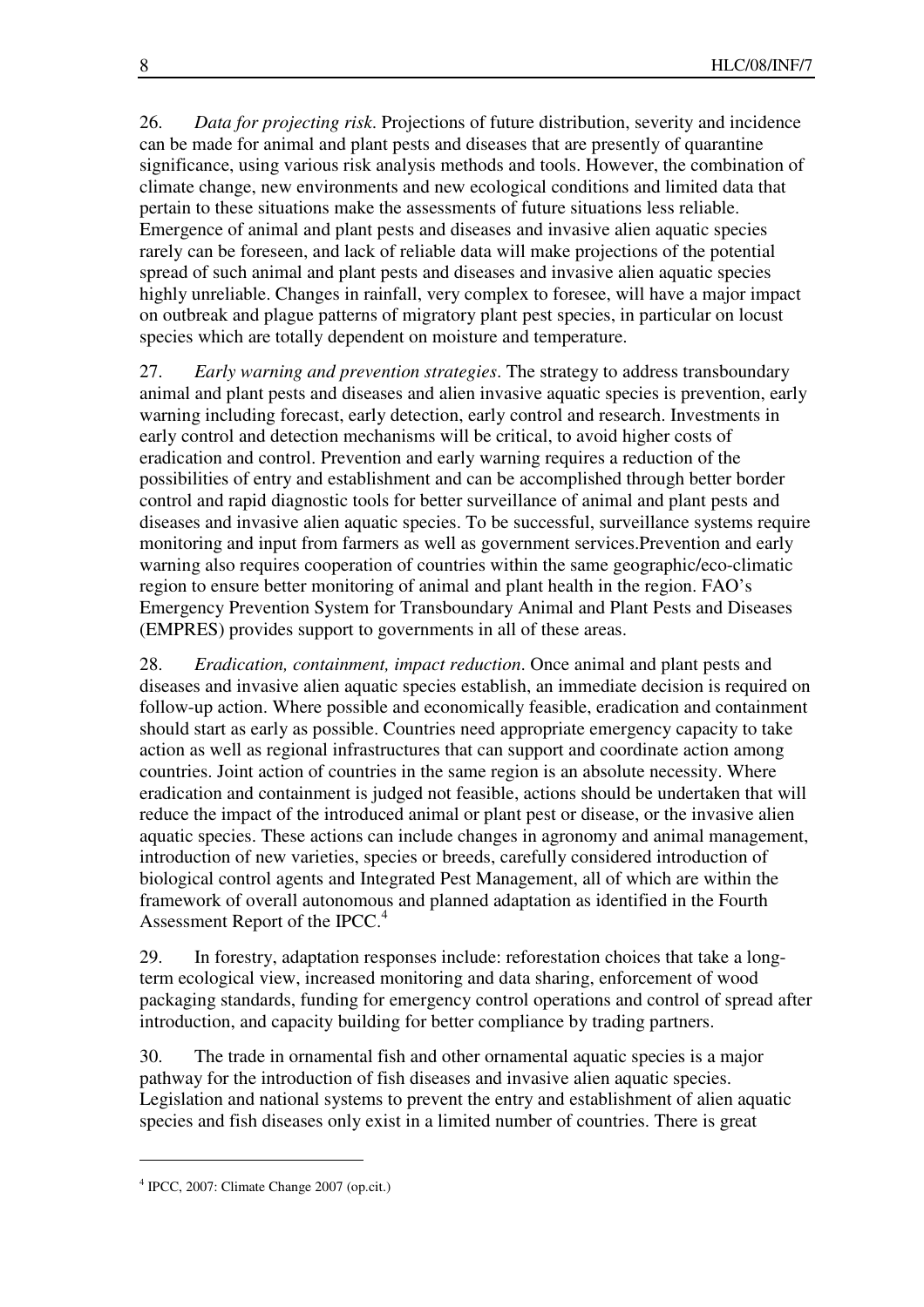26. *Data for projecting risk*. Projections of future distribution, severity and incidence can be made for animal and plant pests and diseases that are presently of quarantine significance, using various risk analysis methods and tools. However, the combination of climate change, new environments and new ecological conditions and limited data that pertain to these situations make the assessments of future situations less reliable. Emergence of animal and plant pests and diseases and invasive alien aquatic species rarely can be foreseen, and lack of reliable data will make projections of the potential spread of such animal and plant pests and diseases and invasive alien aquatic species highly unreliable. Changes in rainfall, very complex to foresee, will have a major impact on outbreak and plague patterns of migratory plant pest species, in particular on locust species which are totally dependent on moisture and temperature.

27. *Early warning and prevention strategies*. The strategy to address transboundary animal and plant pests and diseases and alien invasive aquatic species is prevention, early warning including forecast, early detection, early control and research. Investments in early control and detection mechanisms will be critical, to avoid higher costs of eradication and control. Prevention and early warning requires a reduction of the possibilities of entry and establishment and can be accomplished through better border control and rapid diagnostic tools for better surveillance of animal and plant pests and diseases and invasive alien aquatic species. To be successful, surveillance systems require monitoring and input from farmers as well as government services.Prevention and early warning also requires cooperation of countries within the same geographic/eco-climatic region to ensure better monitoring of animal and plant health in the region. FAO's Emergency Prevention System for Transboundary Animal and Plant Pests and Diseases (EMPRES) provides support to governments in all of these areas.

28. *Eradication, containment, impact reduction*. Once animal and plant pests and diseases and invasive alien aquatic species establish, an immediate decision is required on follow-up action. Where possible and economically feasible, eradication and containment should start as early as possible. Countries need appropriate emergency capacity to take action as well as regional infrastructures that can support and coordinate action among countries. Joint action of countries in the same region is an absolute necessity. Where eradication and containment is judged not feasible, actions should be undertaken that will reduce the impact of the introduced animal or plant pest or disease, or the invasive alien aquatic species. These actions can include changes in agronomy and animal management, introduction of new varieties, species or breeds, carefully considered introduction of biological control agents and Integrated Pest Management, all of which are within the framework of overall autonomous and planned adaptation as identified in the Fourth Assessment Report of the IPCC.[4]

29. In forestry, adaptation responses include: reforestation choices that take a long-term ecological view, increased monitoring and data sharing, enforcement of wood packaging standards, funding for emergency control operations and control of spread after introduction, and capacity building for better compliance by trading partners.

30. The trade in ornamental fish and other ornamental aquatic species is a major pathway for the introduction of fish diseases and invasive alien aquatic species. Legislation and national systems to prevent the entry and establishment of alien aquatic species and fish diseases only exist in a limited number of countries. There is great

---

[4] IPCC, 2007: Climate Change 2007 (op.cit.)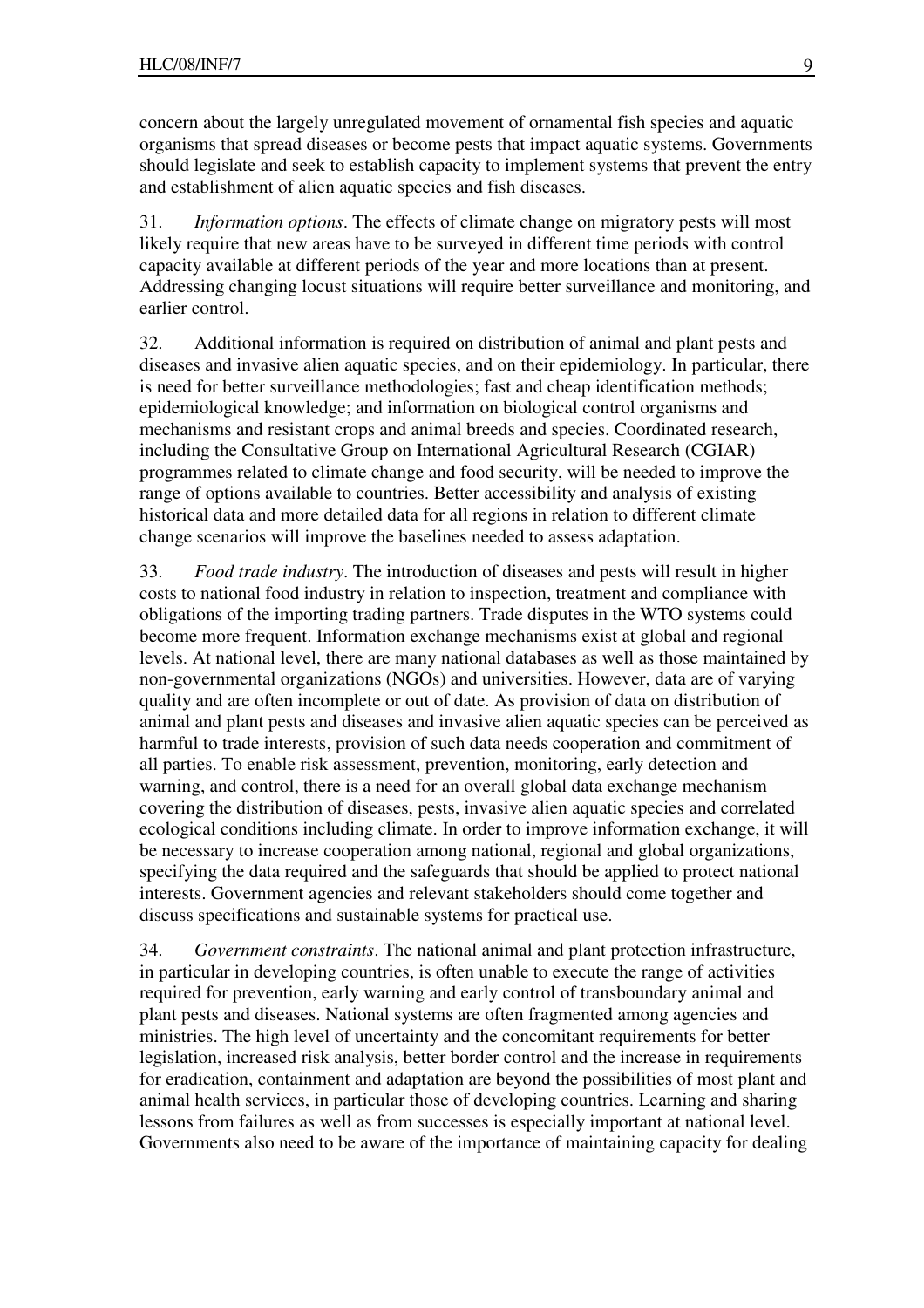concern about the largely unregulated movement of ornamental fish species and aquatic organisms that spread diseases or become pests that impact aquatic systems. Governments should legislate and seek to establish capacity to implement systems that prevent the entry and establishment of alien aquatic species and fish diseases.

31. *Information options*. The effects of climate change on migratory pests will most likely require that new areas have to be surveyed in different time periods with control capacity available at different periods of the year and more locations than at present. Addressing changing locust situations will require better surveillance and monitoring, and earlier control.

32. Additional information is required on distribution of animal and plant pests and diseases and invasive alien aquatic species, and on their epidemiology. In particular, there is need for better surveillance methodologies; fast and cheap identification methods; epidemiological knowledge; and information on biological control organisms and mechanisms and resistant crops and animal breeds and species. Coordinated research, including the Consultative Group on International Agricultural Research (CGIAR) programmes related to climate change and food security, will be needed to improve the range of options available to countries. Better accessibility and analysis of existing historical data and more detailed data for all regions in relation to different climate change scenarios will improve the baselines needed to assess adaptation.

33. *Food trade industry*. The introduction of diseases and pests will result in higher costs to national food industry in relation to inspection, treatment and compliance with obligations of the importing trading partners. Trade disputes in the WTO systems could become more frequent. Information exchange mechanisms exist at global and regional levels. At national level, there are many national databases as well as those maintained by non-governmental organizations (NGOs) and universities. However, data are of varying quality and are often incomplete or out of date. As provision of data on distribution of animal and plant pests and diseases and invasive alien aquatic species can be perceived as harmful to trade interests, provision of such data needs cooperation and commitment of all parties. To enable risk assessment, prevention, monitoring, early detection and warning, and control, there is a need for an overall global data exchange mechanism covering the distribution of diseases, pests, invasive alien aquatic species and correlated ecological conditions including climate. In order to improve information exchange, it will be necessary to increase cooperation among national, regional and global organizations, specifying the data required and the safeguards that should be applied to protect national interests. Government agencies and relevant stakeholders should come together and discuss specifications and sustainable systems for practical use.

34. *Government constraints*. The national animal and plant protection infrastructure, in particular in developing countries, is often unable to execute the range of activities required for prevention, early warning and early control of transboundary animal and plant pests and diseases. National systems are often fragmented among agencies and ministries. The high level of uncertainty and the concomitant requirements for better legislation, increased risk analysis, better border control and the increase in requirements for eradication, containment and adaptation are beyond the possibilities of most plant and animal health services, in particular those of developing countries. Learning and sharing lessons from failures as well as from successes is especially important at national level. Governments also need to be aware of the importance of maintaining capacity for dealing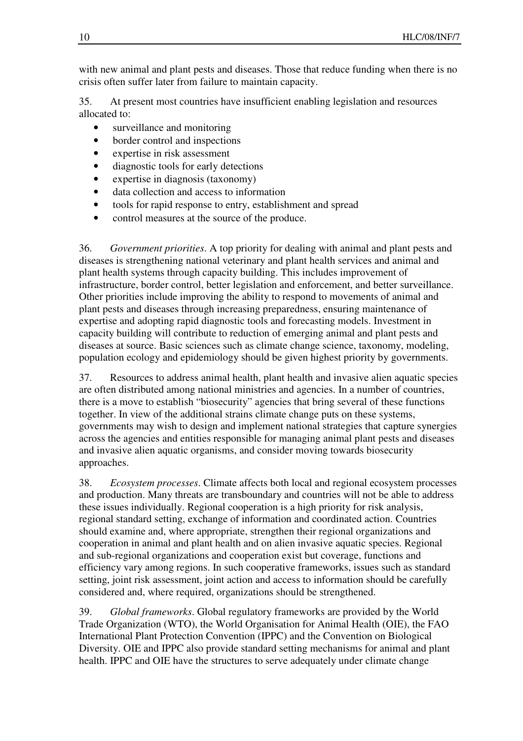with new animal and plant pests and diseases. Those that reduce funding when there is no crisis often suffer later from failure to maintain capacity.

35. At present most countries have insufficient enabling legislation and resources allocated to:

- surveillance and monitoring
- border control and inspections
- expertise in risk assessment
- diagnostic tools for early detections
- expertise in diagnosis (taxonomy)
- data collection and access to information
- tools for rapid response to entry, establishment and spread
- control measures at the source of the produce.

36. *Government priorities*. A top priority for dealing with animal and plant pests and diseases is strengthening national veterinary and plant health services and animal and plant health systems through capacity building. This includes improvement of infrastructure, border control, better legislation and enforcement, and better surveillance. Other priorities include improving the ability to respond to movements of animal and plant pests and diseases through increasing preparedness, ensuring maintenance of expertise and adopting rapid diagnostic tools and forecasting models. Investment in capacity building will contribute to reduction of emerging animal and plant pests and diseases at source. Basic sciences such as climate change science, taxonomy, modeling, population ecology and epidemiology should be given highest priority by governments.

37. Resources to address animal health, plant health and invasive alien aquatic species are often distributed among national ministries and agencies. In a number of countries, there is a move to establish "biosecurity" agencies that bring several of these functions together. In view of the additional strains climate change puts on these systems, governments may wish to design and implement national strategies that capture synergies across the agencies and entities responsible for managing animal plant pests and diseases and invasive alien aquatic organisms, and consider moving towards biosecurity approaches.

38. *Ecosystem processes*. Climate affects both local and regional ecosystem processes and production. Many threats are transboundary and countries will not be able to address these issues individually. Regional cooperation is a high priority for risk analysis, regional standard setting, exchange of information and coordinated action. Countries should examine and, where appropriate, strengthen their regional organizations and cooperation in animal and plant health and on alien invasive aquatic species. Regional and sub-regional organizations and cooperation exist but coverage, functions and efficiency vary among regions. In such cooperative frameworks, issues such as standard setting, joint risk assessment, joint action and access to information should be carefully considered and, where required, organizations should be strengthened.

39. *Global frameworks*. Global regulatory frameworks are provided by the World Trade Organization (WTO), the World Organisation for Animal Health (OIE), the FAO International Plant Protection Convention (IPPC) and the Convention on Biological Diversity. OIE and IPPC also provide standard setting mechanisms for animal and plant health. IPPC and OIE have the structures to serve adequately under climate change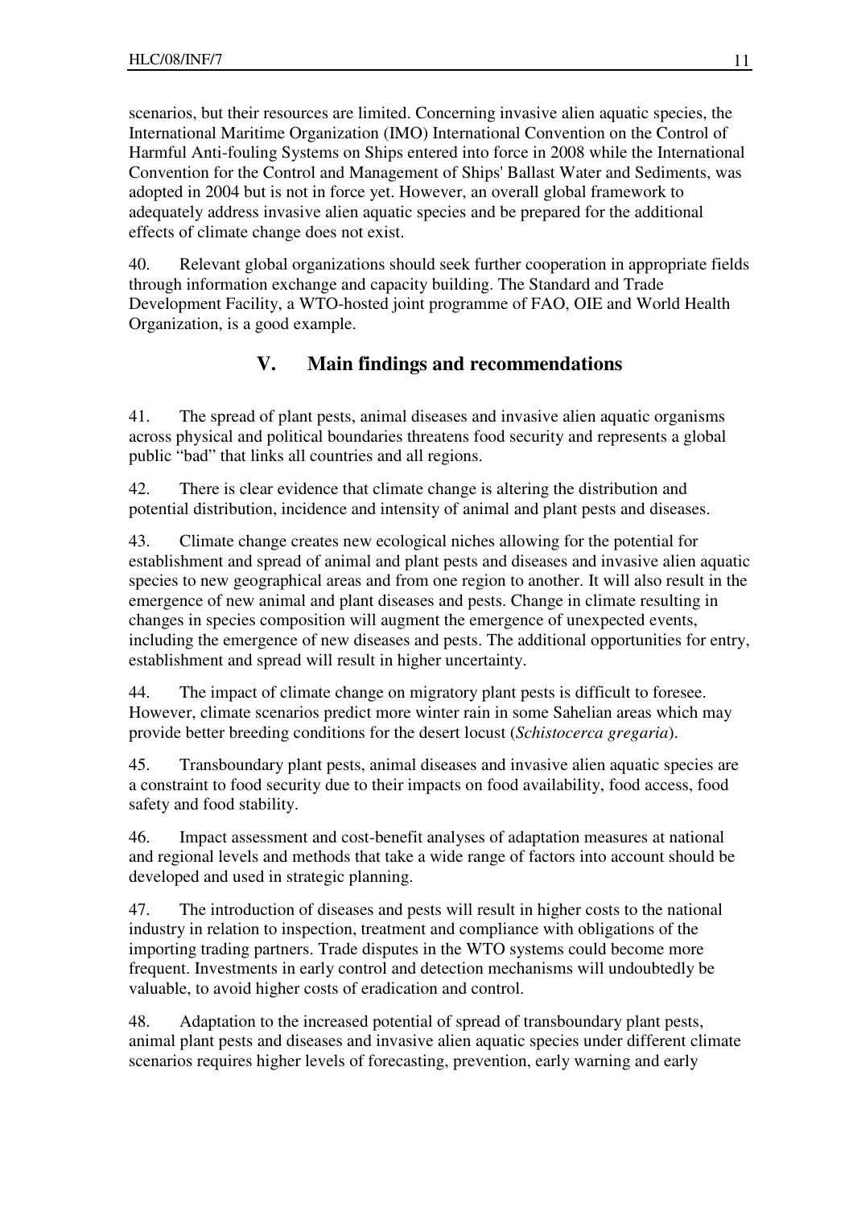scenarios, but their resources are limited. Concerning invasive alien aquatic species, the International Maritime Organization (IMO) International Convention on the Control of Harmful Anti-fouling Systems on Ships entered into force in 2008 while the International Convention for the Control and Management of Ships' Ballast Water and Sediments, was adopted in 2004 but is not in force yet. However, an overall global framework to adequately address invasive alien aquatic species and be prepared for the additional effects of climate change does not exist.

40. Relevant global organizations should seek further cooperation in appropriate fields through information exchange and capacity building. The Standard and Trade Development Facility, a WTO-hosted joint programme of FAO, OIE and World Health Organization, is a good example.

## V. Main findings and recommendations

41. The spread of plant pests, animal diseases and invasive alien aquatic organisms across physical and political boundaries threatens food security and represents a global public "bad" that links all countries and all regions.

42. There is clear evidence that climate change is altering the distribution and potential distribution, incidence and intensity of animal and plant pests and diseases.

43. Climate change creates new ecological niches allowing for the potential for establishment and spread of animal and plant pests and diseases and invasive alien aquatic species to new geographical areas and from one region to another. It will also result in the emergence of new animal and plant diseases and pests. Change in climate resulting in changes in species composition will augment the emergence of unexpected events, including the emergence of new diseases and pests. The additional opportunities for entry, establishment and spread will result in higher uncertainty.

44. The impact of climate change on migratory plant pests is difficult to foresee. However, climate scenarios predict more winter rain in some Sahelian areas which may provide better breeding conditions for the desert locust (*Schistocerca gregaria*).

45. Transboundary plant pests, animal diseases and invasive alien aquatic species are a constraint to food security due to their impacts on food availability, food access, food safety and food stability.

46. Impact assessment and cost-benefit analyses of adaptation measures at national and regional levels and methods that take a wide range of factors into account should be developed and used in strategic planning.

47. The introduction of diseases and pests will result in higher costs to the national industry in relation to inspection, treatment and compliance with obligations of the importing trading partners. Trade disputes in the WTO systems could become more frequent. Investments in early control and detection mechanisms will undoubtedly be valuable, to avoid higher costs of eradication and control.

48. Adaptation to the increased potential of spread of transboundary plant pests, animal plant pests and diseases and invasive alien aquatic species under different climate scenarios requires higher levels of forecasting, prevention, early warning and early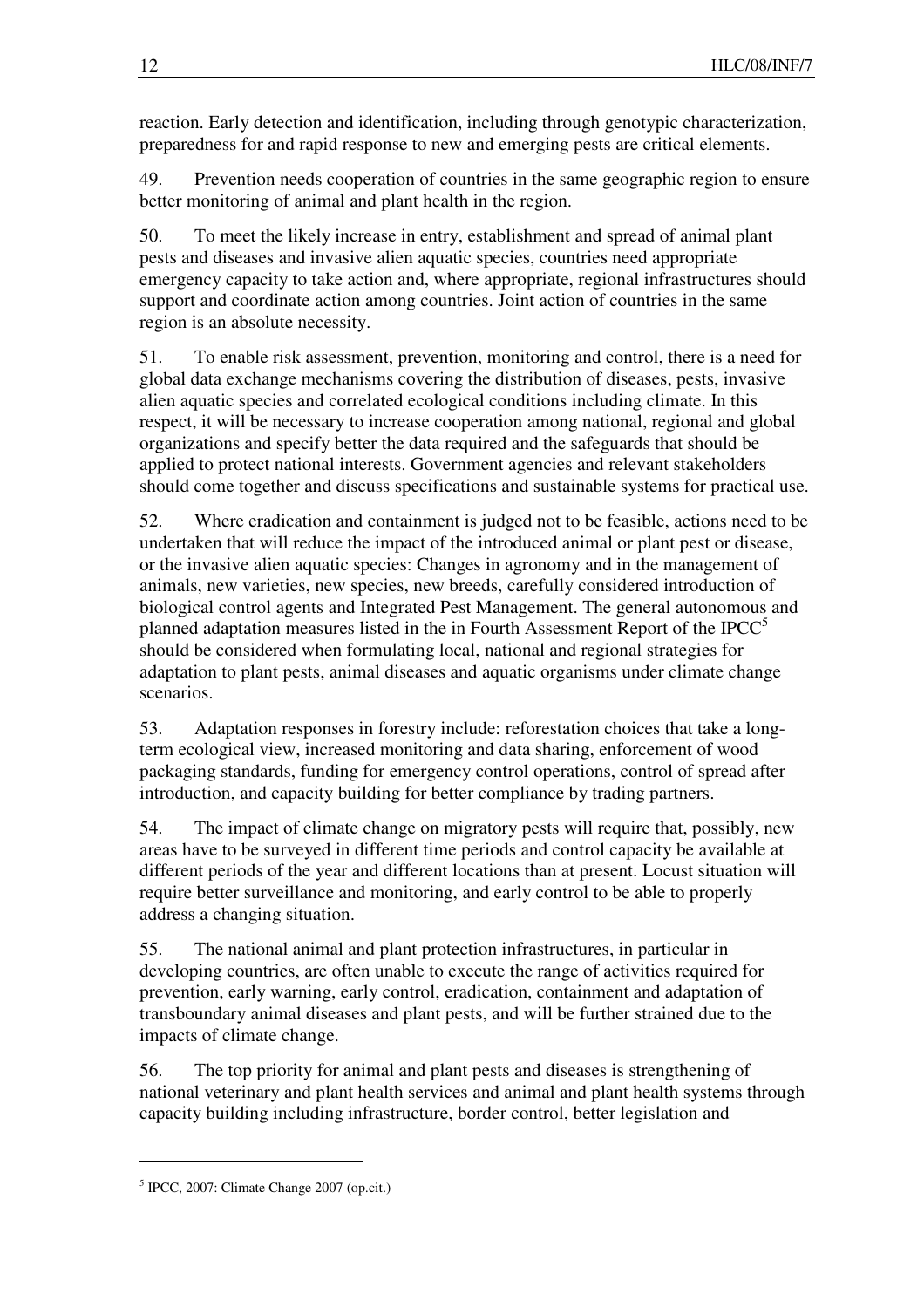reaction. Early detection and identification, including through genotypic characterization, preparedness for and rapid response to new and emerging pests are critical elements.

49. Prevention needs cooperation of countries in the same geographic region to ensure better monitoring of animal and plant health in the region.

50. To meet the likely increase in entry, establishment and spread of animal plant pests and diseases and invasive alien aquatic species, countries need appropriate emergency capacity to take action and, where appropriate, regional infrastructures should support and coordinate action among countries. Joint action of countries in the same region is an absolute necessity.

51. To enable risk assessment, prevention, monitoring and control, there is a need for global data exchange mechanisms covering the distribution of diseases, pests, invasive alien aquatic species and correlated ecological conditions including climate. In this respect, it will be necessary to increase cooperation among national, regional and global organizations and specify better the data required and the safeguards that should be applied to protect national interests. Government agencies and relevant stakeholders should come together and discuss specifications and sustainable systems for practical use.

52. Where eradication and containment is judged not to be feasible, actions need to be undertaken that will reduce the impact of the introduced animal or plant pest or disease, or the invasive alien aquatic species: Changes in agronomy and in the management of animals, new varieties, new species, new breeds, carefully considered introduction of biological control agents and Integrated Pest Management. The general autonomous and planned adaptation measures listed in the in Fourth Assessment Report of the IPCC[5] should be considered when formulating local, national and regional strategies for adaptation to plant pests, animal diseases and aquatic organisms under climate change scenarios.

53. Adaptation responses in forestry include: reforestation choices that take a long-term ecological view, increased monitoring and data sharing, enforcement of wood packaging standards, funding for emergency control operations, control of spread after introduction, and capacity building for better compliance by trading partners.

54. The impact of climate change on migratory pests will require that, possibly, new areas have to be surveyed in different time periods and control capacity be available at different periods of the year and different locations than at present. Locust situation will require better surveillance and monitoring, and early control to be able to properly address a changing situation.

55. The national animal and plant protection infrastructures, in particular in developing countries, are often unable to execute the range of activities required for prevention, early warning, early control, eradication, containment and adaptation of transboundary animal diseases and plant pests, and will be further strained due to the impacts of climate change.

56. The top priority for animal and plant pests and diseases is strengthening of national veterinary and plant health services and animal and plant health systems through capacity building including infrastructure, border control, better legislation and

---

[5] IPCC, 2007: Climate Change 2007 (op.cit.)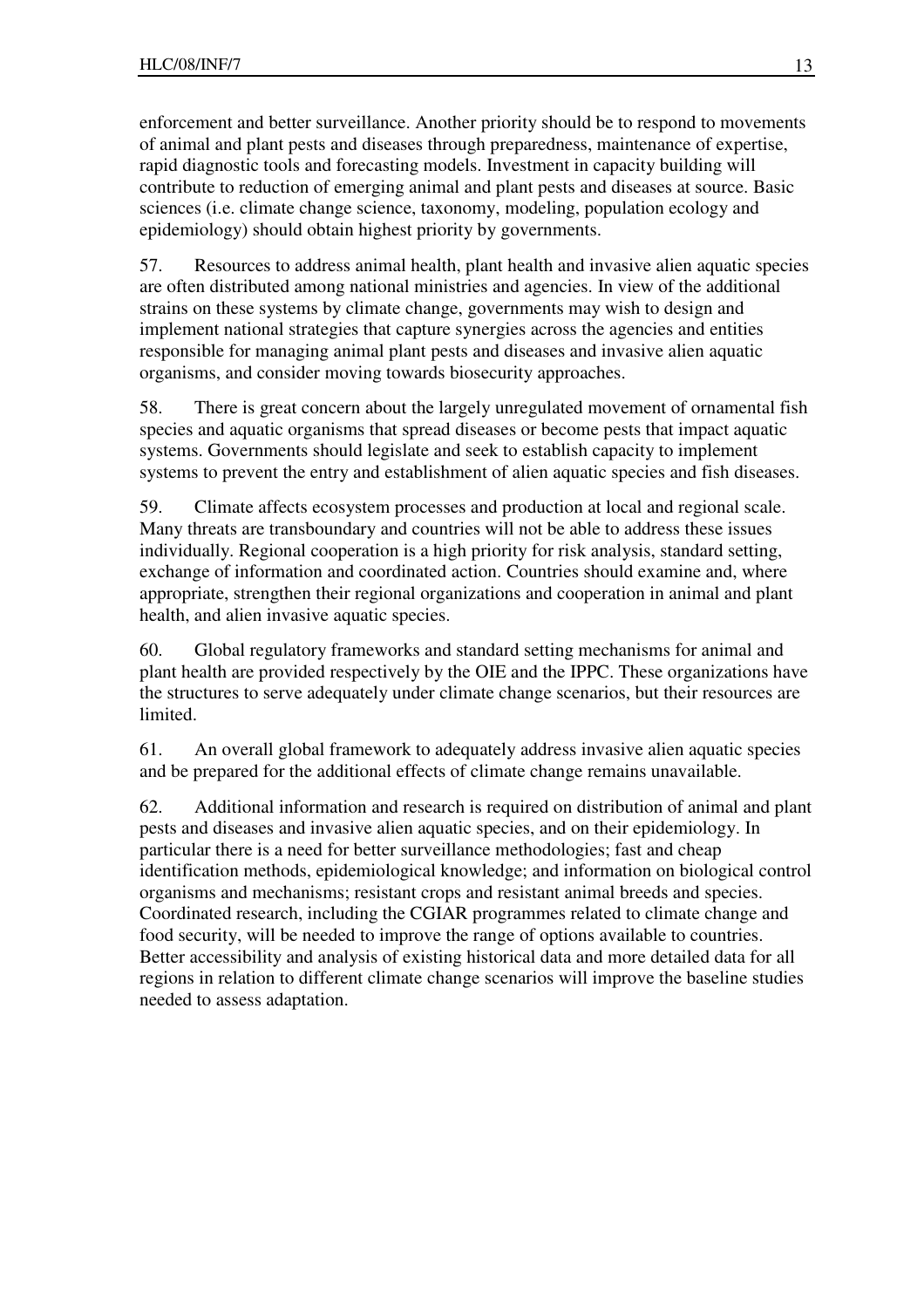enforcement and better surveillance. Another priority should be to respond to movements of animal and plant pests and diseases through preparedness, maintenance of expertise, rapid diagnostic tools and forecasting models. Investment in capacity building will contribute to reduction of emerging animal and plant pests and diseases at source. Basic sciences (i.e. climate change science, taxonomy, modeling, population ecology and epidemiology) should obtain highest priority by governments.

57. Resources to address animal health, plant health and invasive alien aquatic species are often distributed among national ministries and agencies. In view of the additional strains on these systems by climate change, governments may wish to design and implement national strategies that capture synergies across the agencies and entities responsible for managing animal plant pests and diseases and invasive alien aquatic organisms, and consider moving towards biosecurity approaches.

58. There is great concern about the largely unregulated movement of ornamental fish species and aquatic organisms that spread diseases or become pests that impact aquatic systems. Governments should legislate and seek to establish capacity to implement systems to prevent the entry and establishment of alien aquatic species and fish diseases.

59. Climate affects ecosystem processes and production at local and regional scale. Many threats are transboundary and countries will not be able to address these issues individually. Regional cooperation is a high priority for risk analysis, standard setting, exchange of information and coordinated action. Countries should examine and, where appropriate, strengthen their regional organizations and cooperation in animal and plant health, and alien invasive aquatic species.

60. Global regulatory frameworks and standard setting mechanisms for animal and plant health are provided respectively by the OIE and the IPPC. These organizations have the structures to serve adequately under climate change scenarios, but their resources are limited.

61. An overall global framework to adequately address invasive alien aquatic species and be prepared for the additional effects of climate change remains unavailable.

62. Additional information and research is required on distribution of animal and plant pests and diseases and invasive alien aquatic species, and on their epidemiology. In particular there is a need for better surveillance methodologies; fast and cheap identification methods, epidemiological knowledge; and information on biological control organisms and mechanisms; resistant crops and resistant animal breeds and species. Coordinated research, including the CGIAR programmes related to climate change and food security, will be needed to improve the range of options available to countries. Better accessibility and analysis of existing historical data and more detailed data for all regions in relation to different climate change scenarios will improve the baseline studies needed to assess adaptation.